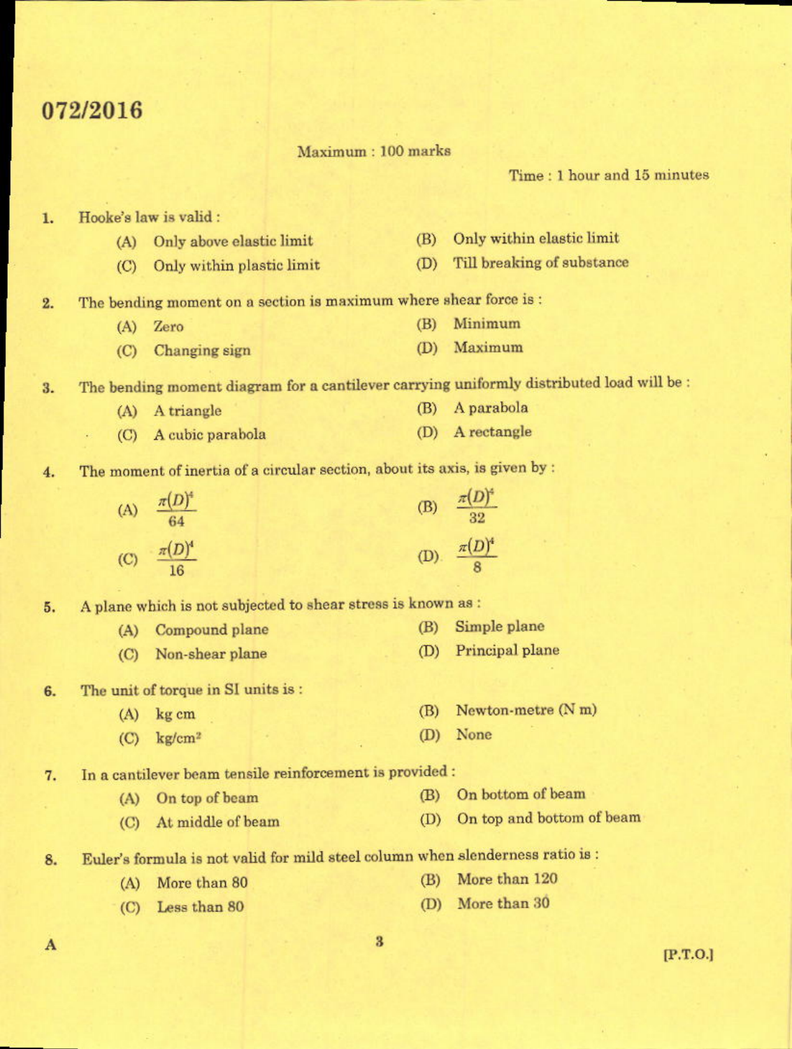# 072/2016

Maximum : 100 marks

Time : 1 hour and 15 minutes

1. Hooke's law is valid :
   - (A) Only above elastic limit
   - (B) Only within elastic limit
   - (C) Only within plastic limit
   - (D) Till breaking of substance

2. The bending moment on a section is maximum where shear force is :
   - (A) Zero
   - (B) Minimum
   - (C) Changing sign
   - (D) Maximum

3. The bending moment diagram for a cantilever carrying uniformly distributed load will be :
   - (A) A triangle
   - (B) A parabola
   - (C) A cubic parabola
   - (D) A rectangle

4. The moment of inertia of a circular section, about its axis, is given by :
   - (A) $\frac{\pi(D)^4}{64}$
   - (B) $\frac{\pi(D)^4}{32}$
   - (C) $\frac{\pi(D)^4}{16}$
   - (D) $\frac{\pi(D)^4}{8}$

5. A plane which is not subjected to shear stress is known as :
   - (A) Compound plane
   - (B) Simple plane
   - (C) Non-shear plane
   - (D) Principal plane

6. The unit of torque in SI units is :
   - (A) kg cm
   - (B) Newton-metre (N m)
   - (C) $kg/cm^2$
   - (D) None

7. In a cantilever beam tensile reinforcement is provided :
   - (A) On top of beam
   - (B) On bottom of beam
   - (C) At middle of beam
   - (D) On top and bottom of beam

8. Euler's formula is not valid for mild steel column when slenderness ratio is :
   - (A) More than 80
   - (B) More than 120
   - (C) Less than 80
   - (D) More than 30

A

[P.T.O.]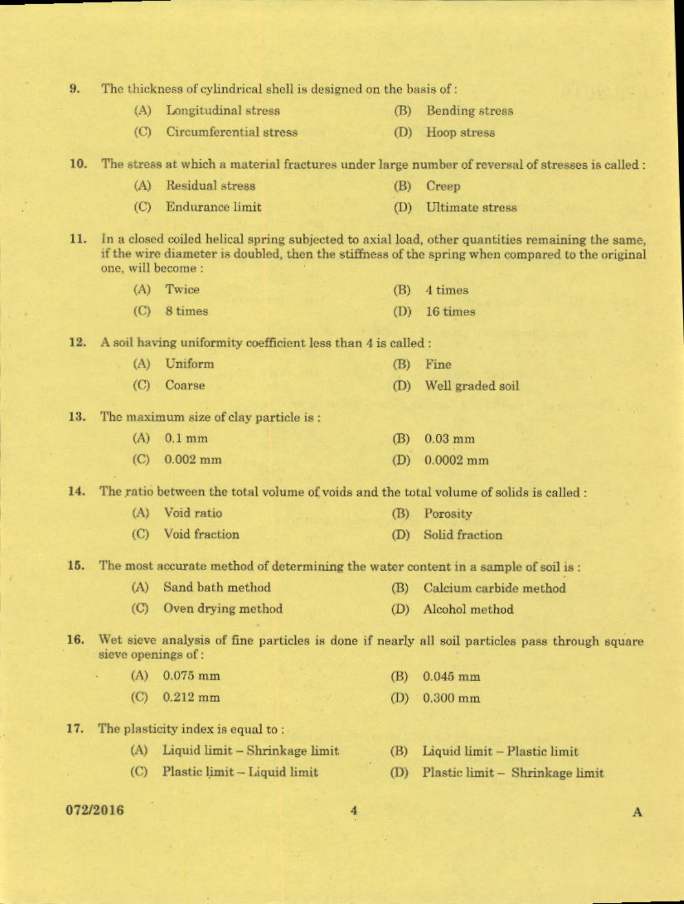9. The thickness of cylindrical shell is designed on the basis of :

(A) Longitudinal stress  (B) Bending stress
(C) Circumferential stress  (D) Hoop stress

10. The stress at which a material fractures under large number of reversal of stresses is called :

(A) Residual stress  (B) Creep
(C) Endurance limit  (D) Ultimate stress

11. In a closed coiled helical spring subjected to axial load, other quantities remaining the same, if the wire diameter is doubled, then the stiffness of the spring when compared to the original one, will become :

(A) Twice  (B) 4 times
(C) 8 times  (D) 16 times

12. A soil having uniformity coefficient less than 4 is called :

(A) Uniform  (B) Fine
(C) Coarse  (D) Well graded soil

13. The maximum size of clay particle is :

(A) 0.1 mm  (B) 0.03 mm
(C) 0.002 mm  (D) 0.0002 mm

14. The ratio between the total volume of voids and the total volume of solids is called :

(A) Void ratio  (B) Porosity
(C) Void fraction  (D) Solid fraction

15. The most accurate method of determining the water content in a sample of soil is :

(A) Sand bath method  (B) Calcium carbide method
(C) Oven drying method  (D) Alcohol method

16. Wet sieve analysis of fine particles is done if nearly all soil particles pass through square sieve openings of :

(A) 0.075 mm  (B) 0.045 mm
(C) 0.212 mm  (D) 0.300 mm

17. The plasticity index is equal to :

(A) Liquid limit – Shrinkage limit  (B) Liquid limit – Plastic limit
(C) Plastic limit – Liquid limit  (D) Plastic limit – Shrinkage limit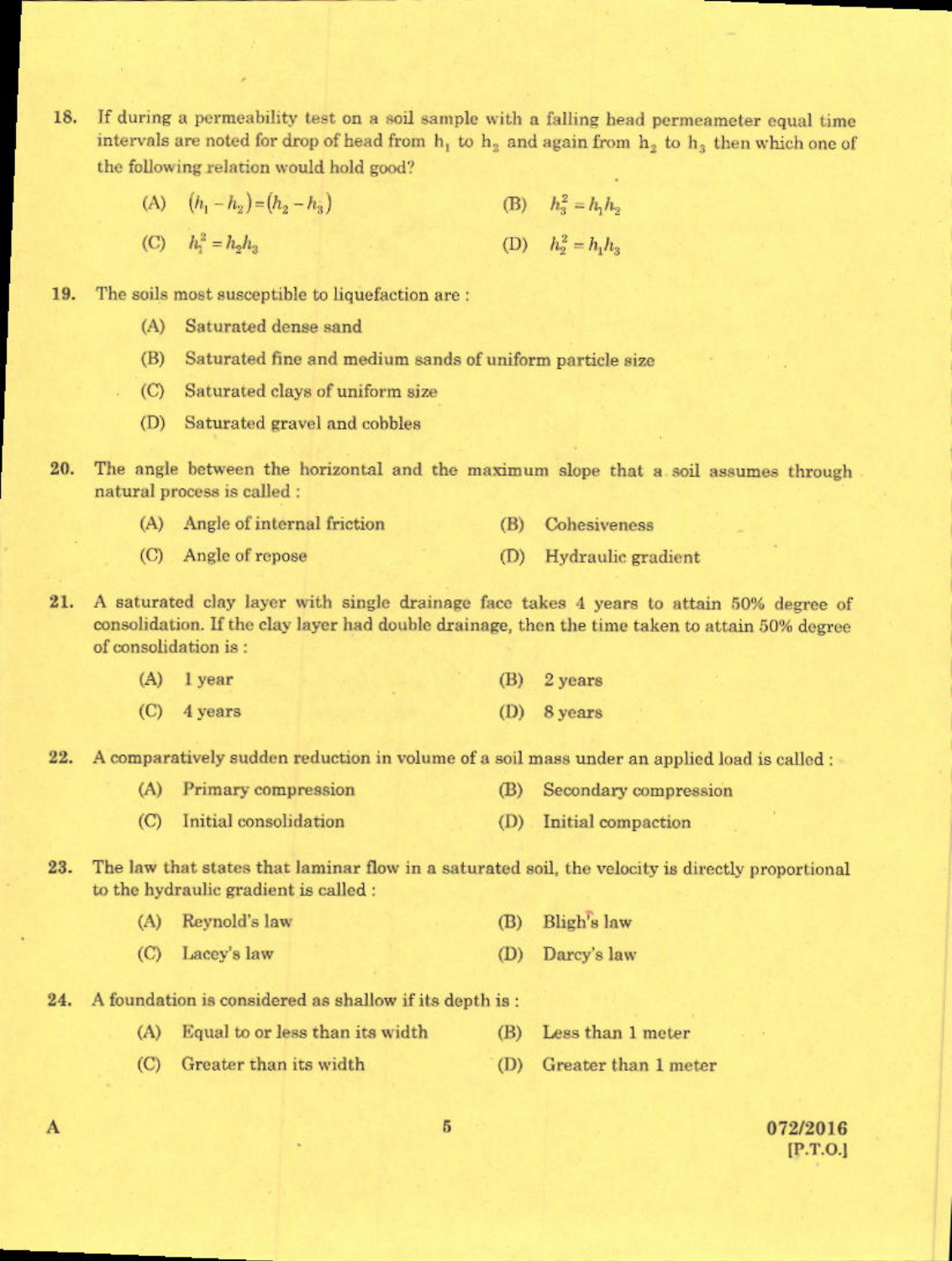18. If during a permeability test on a soil sample with a falling head permeameter equal time intervals are noted for drop of head from $h_1$ to $h_2$ and again from $h_2$ to $h_3$ then which one of the following relation would hold good?

    (A) $(h_1 - h_2) = (h_2 - h_3)$
    (B) $h_3^2 = h_1 h_2$
    (C) $h_1^2 = h_2 h_3$
    (D) $h_2^2 = h_1 h_3$

19. The soils most susceptible to liquefaction are :

    (A) Saturated dense sand
    (B) Saturated fine and medium sands of uniform particle size
    (C) Saturated clays of uniform size
    (D) Saturated gravel and cobbles

20. The angle between the horizontal and the maximum slope that a soil assumes through natural process is called :

    (A) Angle of internal friction
    (B) Cohesiveness
    (C) Angle of repose
    (D) Hydraulic gradient

21. A saturated clay layer with single drainage face takes 4 years to attain 50% degree of consolidation. If the clay layer had double drainage, then the time taken to attain 50% degree of consolidation is :

    (A) 1 year
    (B) 2 years
    (C) 4 years
    (D) 8 years

22. A comparatively sudden reduction in volume of a soil mass under an applied load is called :

    (A) Primary compression
    (B) Secondary compression
    (C) Initial consolidation
    (D) Initial compaction

23. The law that states that laminar flow in a saturated soil, the velocity is directly proportional to the hydraulic gradient is called :

    (A) Reynold's law
    (B) Bligh's law
    (C) Lacey's law
    (D) Darcy's law

24. A foundation is considered as shallow if its depth is :

    (A) Equal to or less than its width
    (B) Less than 1 meter
    (C) Greater than its width
    (D) Greater than 1 meter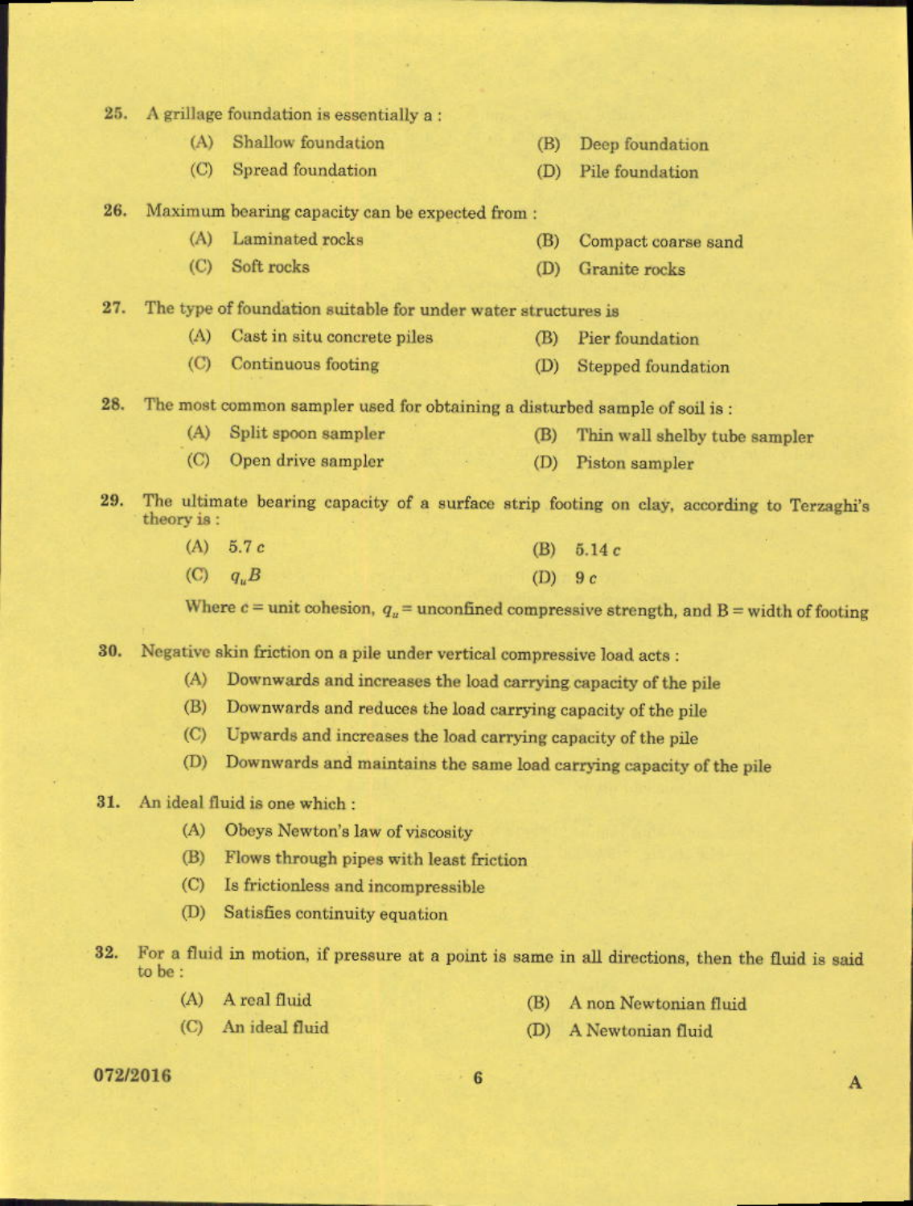25. A grillage foundation is essentially a :

(A) Shallow foundation
(B) Deep foundation
(C) Spread foundation
(D) Pile foundation

26. Maximum bearing capacity can be expected from :

(A) Laminated rocks
(B) Compact coarse sand
(C) Soft rocks
(D) Granite rocks

27. The type of foundation suitable for under water structures is

(A) Cast in situ concrete piles
(B) Pier foundation
(C) Continuous footing
(D) Stepped foundation

28. The most common sampler used for obtaining a disturbed sample of soil is :

(A) Split spoon sampler
(B) Thin wall shelby tube sampler
(C) Open drive sampler
(D) Piston sampler

29. The ultimate bearing capacity of a surface strip footing on clay, according to Terzaghi's theory is :

(A) $5.7\,c$
(B) $5.14\,c$
(C) $q_u B$
(D) $9\,c$

Where $c$ = unit cohesion, $q_u$ = unconfined compressive strength, and B = width of footing

30. Negative skin friction on a pile under vertical compressive load acts :

(A) Downwards and increases the load carrying capacity of the pile
(B) Downwards and reduces the load carrying capacity of the pile
(C) Upwards and increases the load carrying capacity of the pile
(D) Downwards and maintains the same load carrying capacity of the pile

31. An ideal fluid is one which :

(A) Obeys Newton's law of viscosity
(B) Flows through pipes with least friction
(C) Is frictionless and incompressible
(D) Satisfies continuity equation

32. For a fluid in motion, if pressure at a point is same in all directions, then the fluid is said to be :

(A) A real fluid
(B) A non Newtonian fluid
(C) An ideal fluid
(D) A Newtonian fluid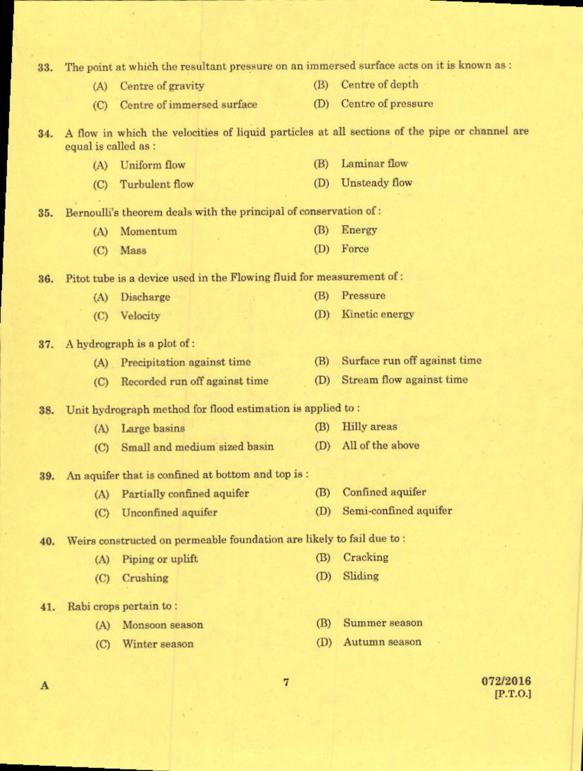33. The point at which the resultant pressure on an immersed surface acts on it is known as :

    (A) Centre of gravity
    (B) Centre of depth
    (C) Centre of immersed surface
    (D) Centre of pressure

34. A flow in which the velocities of liquid particles at all sections of the pipe or channel are equal is called as :

    (A) Uniform flow
    (B) Laminar flow
    (C) Turbulent flow
    (D) Unsteady flow

35. Bernoulli's theorem deals with the principal of conservation of :

    (A) Momentum
    (B) Energy
    (C) Mass
    (D) Force

36. Pitot tube is a device used in the Flowing fluid for measurement of :

    (A) Discharge
    (B) Pressure
    (C) Velocity
    (D) Kinetic energy

37. A hydrograph is a plot of :

    (A) Precipitation against time
    (B) Surface run off against time
    (C) Recorded run off against time
    (D) Stream flow against time

38. Unit hydrograph method for flood estimation is applied to :

    (A) Large basins
    (B) Hilly areas
    (C) Small and medium sized basin
    (D) All of the above

39. An aquifer that is confined at bottom and top is :

    (A) Partially confined aquifer
    (B) Confined aquifer
    (C) Unconfined aquifer
    (D) Semi-confined aquifer

40. Weirs constructed on permeable foundation are likely to fail due to :

    (A) Piping or uplift
    (B) Cracking
    (C) Crushing
    (D) Sliding

41. Rabi crops pertain to :

    (A) Monsoon season
    (B) Summer season
    (C) Winter season
    (D) Autumn season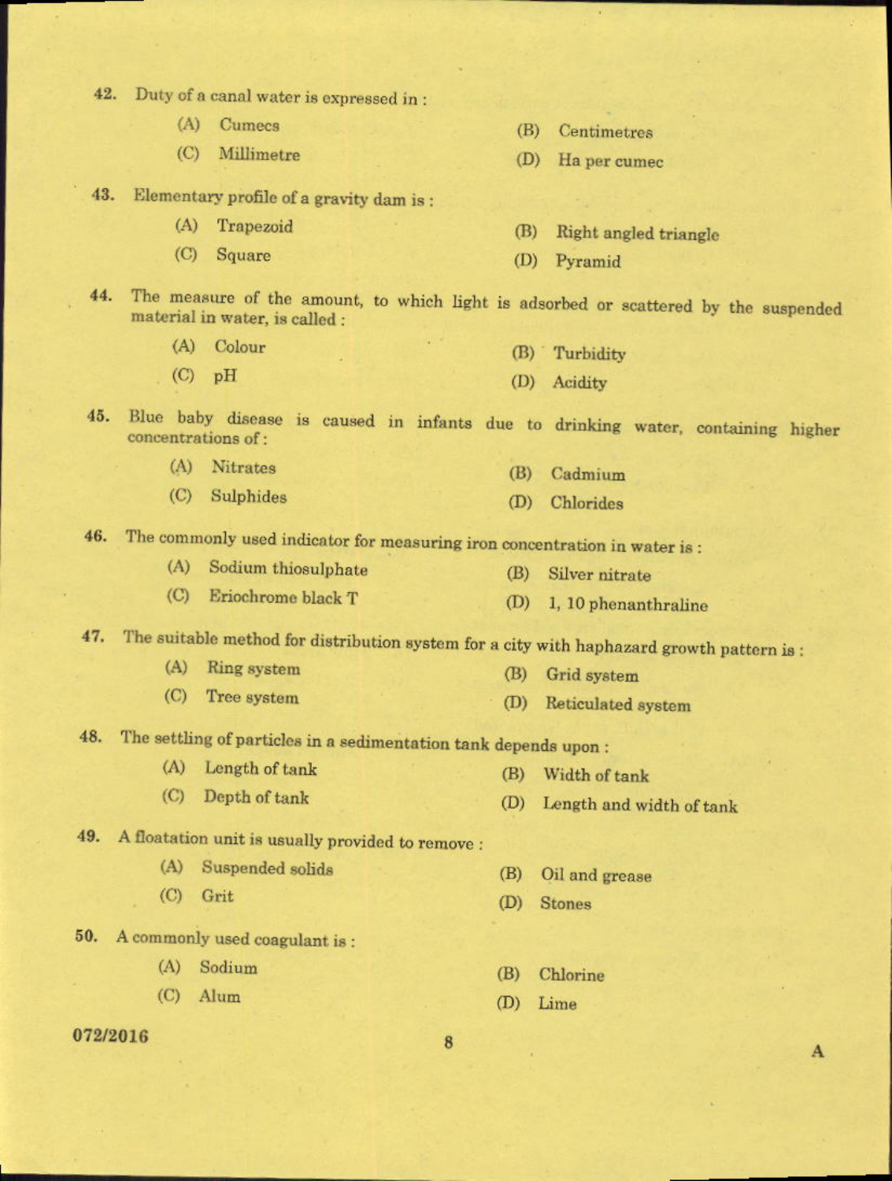42. Duty of a canal water is expressed in :

(A) Cumecs
(B) Centimetres
(C) Millimetre
(D) Ha per cumec

43. Elementary profile of a gravity dam is :

(A) Trapezoid
(B) Right angled triangle
(C) Square
(D) Pyramid

44. The measure of the amount, to which light is adsorbed or scattered by the suspended material in water, is called :

(A) Colour
(B) Turbidity
(C) pH
(D) Acidity

45. Blue baby disease is caused in infants due to drinking water, containing higher concentrations of :

(A) Nitrates
(B) Cadmium
(C) Sulphides
(D) Chlorides

46. The commonly used indicator for measuring iron concentration in water is :

(A) Sodium thiosulphate
(B) Silver nitrate
(C) Eriochrome black T
(D) 1, 10 phenanthraline

47. The suitable method for distribution system for a city with haphazard growth pattern is :

(A) Ring system
(B) Grid system
(C) Tree system
(D) Reticulated system

48. The settling of particles in a sedimentation tank depends upon :

(A) Length of tank
(B) Width of tank
(C) Depth of tank
(D) Length and width of tank

49. A floatation unit is usually provided to remove :

(A) Suspended solids
(B) Oil and grease
(C) Grit
(D) Stones

50. A commonly used coagulant is :

(A) Sodium
(B) Chlorine
(C) Alum
(D) Lime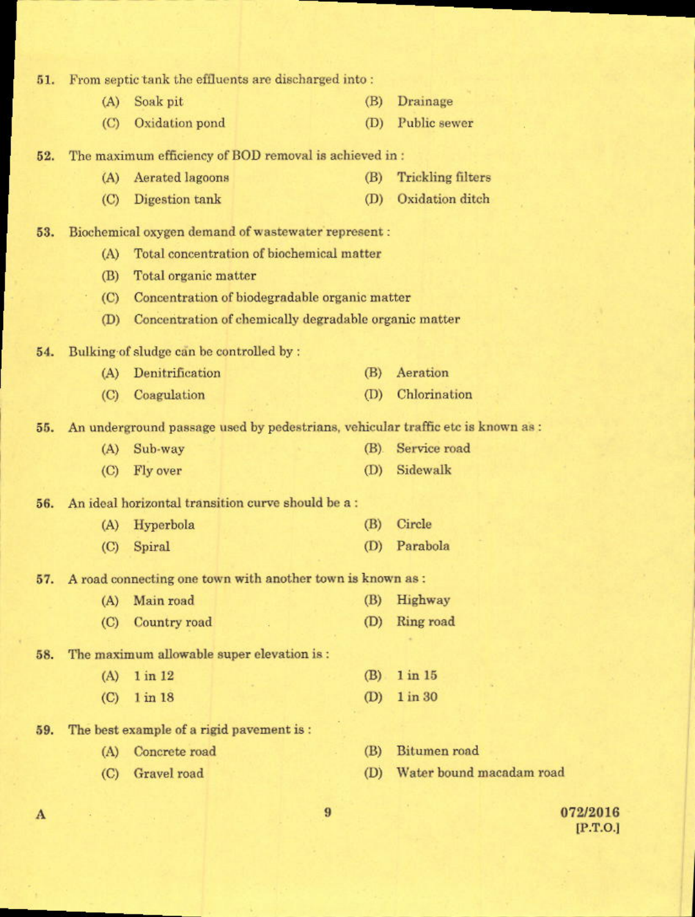51. From septic tank the effluents are discharged into :

(A) Soak pit
(B) Drainage
(C) Oxidation pond
(D) Public sewer

52. The maximum efficiency of BOD removal is achieved in :

(A) Aerated lagoons
(B) Trickling filters
(C) Digestion tank
(D) Oxidation ditch

53. Biochemical oxygen demand of wastewater represent :

(A) Total concentration of biochemical matter
(B) Total organic matter
(C) Concentration of biodegradable organic matter
(D) Concentration of chemically degradable organic matter

54. Bulking of sludge can be controlled by :

(A) Denitrification
(B) Aeration
(C) Coagulation
(D) Chlorination

55. An underground passage used by pedestrians, vehicular traffic etc is known as :

(A) Sub-way
(B) Service road
(C) Fly over
(D) Sidewalk

56. An ideal horizontal transition curve should be a :

(A) Hyperbola
(B) Circle
(C) Spiral
(D) Parabola

57. A road connecting one town with another town is known as :

(A) Main road
(B) Highway
(C) Country road
(D) Ring road

58. The maximum allowable super elevation is :

(A) 1 in 12
(B) 1 in 15
(C) 1 in 18
(D) 1 in 30

59. The best example of a rigid pavement is :

(A) Concrete road
(B) Bitumen road
(C) Gravel road
(D) Water bound macadam road

A

072/2016
[P.T.O.]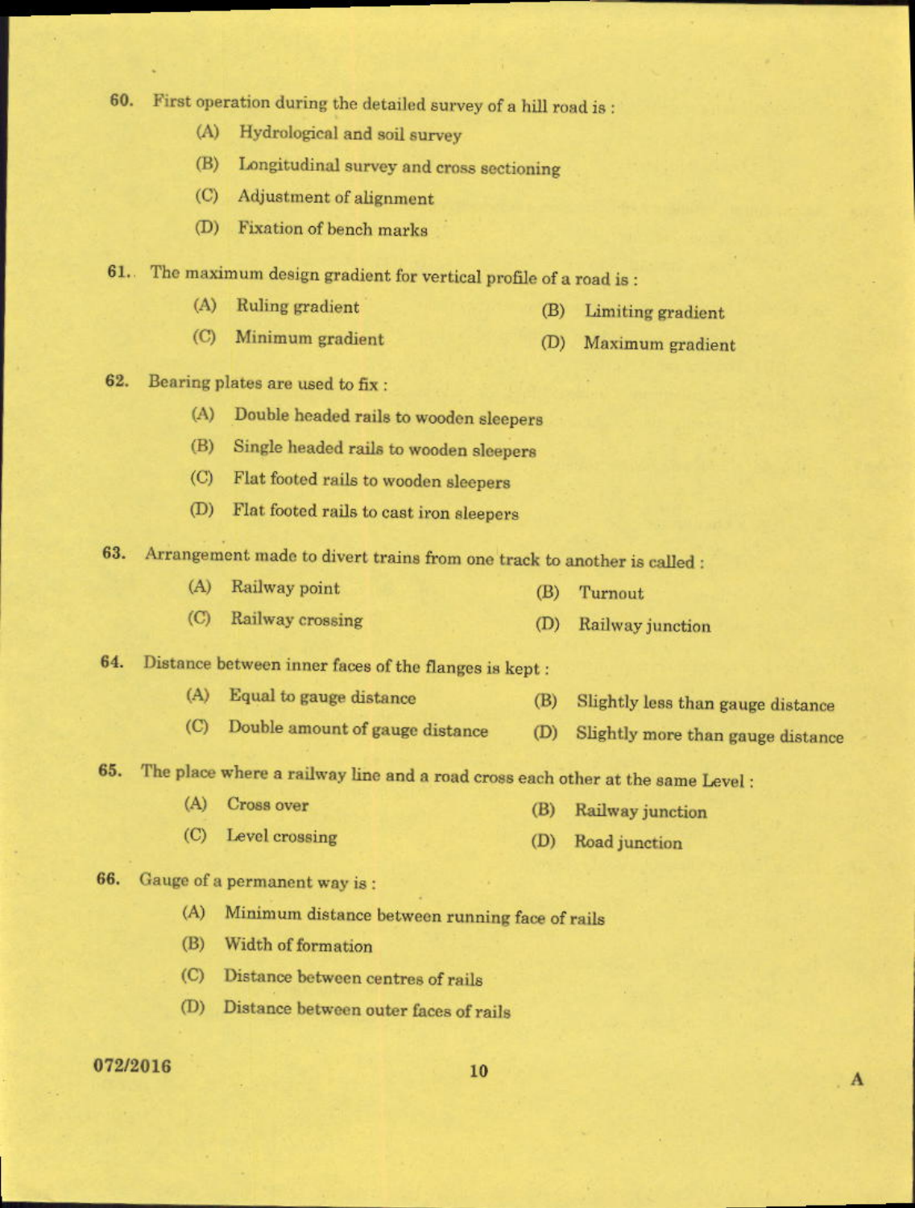60. First operation during the detailed survey of a hill road is :

    (A) Hydrological and soil survey
    (B) Longitudinal survey and cross sectioning
    (C) Adjustment of alignment
    (D) Fixation of bench marks

61. The maximum design gradient for vertical profile of a road is :

    (A) Ruling gradient
    (B) Limiting gradient
    (C) Minimum gradient
    (D) Maximum gradient

62. Bearing plates are used to fix :

    (A) Double headed rails to wooden sleepers
    (B) Single headed rails to wooden sleepers
    (C) Flat footed rails to wooden sleepers
    (D) Flat footed rails to cast iron sleepers

63. Arrangement made to divert trains from one track to another is called :

    (A) Railway point
    (B) Turnout
    (C) Railway crossing
    (D) Railway junction

64. Distance between inner faces of the flanges is kept :

    (A) Equal to gauge distance
    (B) Slightly less than gauge distance
    (C) Double amount of gauge distance
    (D) Slightly more than gauge distance

65. The place where a railway line and a road cross each other at the same Level :

    (A) Cross over
    (B) Railway junction
    (C) Level crossing
    (D) Road junction

66. Gauge of a permanent way is :

    (A) Minimum distance between running face of rails
    (B) Width of formation
    (C) Distance between centres of rails
    (D) Distance between outer faces of rails